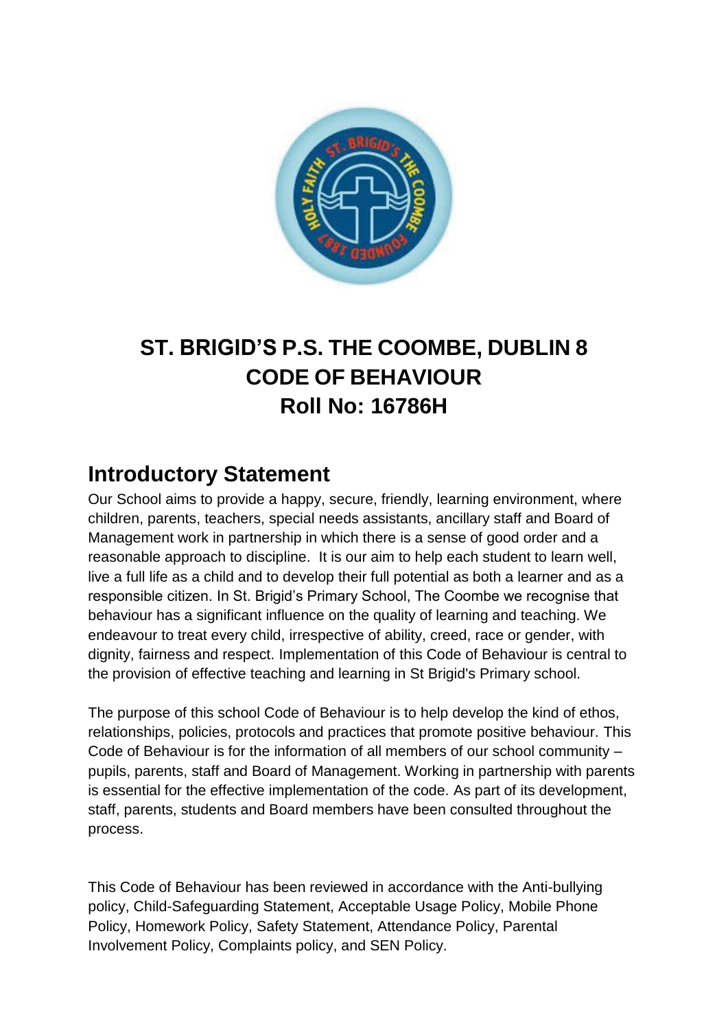# ST. BRIGID'S P.S. THE COOMBE, DUBLIN 8
# CODE OF BEHAVIOUR
# Roll No: 16786H

## Introductory Statement

Our School aims to provide a happy, secure, friendly, learning environment, where children, parents, teachers, special needs assistants, ancillary staff and Board of Management work in partnership in which there is a sense of good order and a reasonable approach to discipline. It is our aim to help each student to learn well, live a full life as a child and to develop their full potential as both a learner and as a responsible citizen. In St. Brigid's Primary School, The Coombe we recognise that behaviour has a significant influence on the quality of learning and teaching. We endeavour to treat every child, irrespective of ability, creed, race or gender, with dignity, fairness and respect. Implementation of this Code of Behaviour is central to the provision of effective teaching and learning in St Brigid's Primary school.

The purpose of this school Code of Behaviour is to help develop the kind of ethos, relationships, policies, protocols and practices that promote positive behaviour. This Code of Behaviour is for the information of all members of our school community – pupils, parents, staff and Board of Management. Working in partnership with parents is essential for the effective implementation of the code. As part of its development, staff, parents, students and Board members have been consulted throughout the process.

This Code of Behaviour has been reviewed in accordance with the Anti-bullying policy, Child-Safeguarding Statement, Acceptable Usage Policy, Mobile Phone Policy, Homework Policy, Safety Statement, Attendance Policy, Parental Involvement Policy, Complaints policy, and SEN Policy.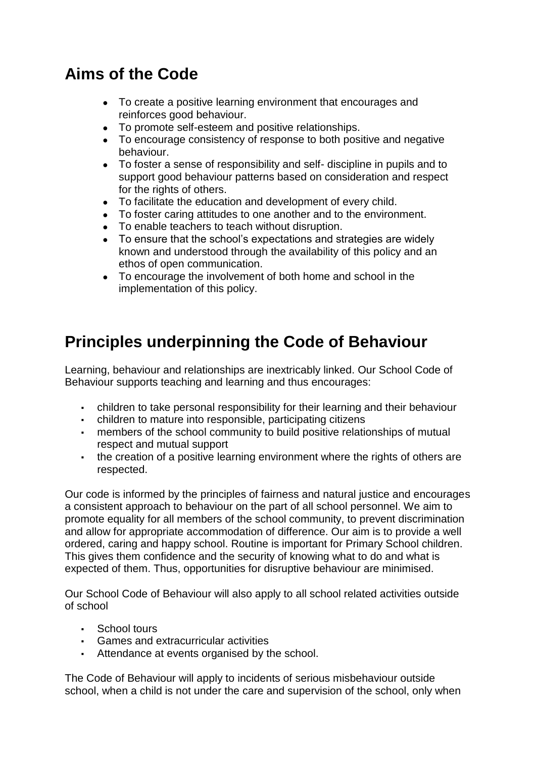## Aims of the Code

- To create a positive learning environment that encourages and reinforces good behaviour.
- To promote self-esteem and positive relationships.
- To encourage consistency of response to both positive and negative behaviour.
- To foster a sense of responsibility and self- discipline in pupils and to support good behaviour patterns based on consideration and respect for the rights of others.
- To facilitate the education and development of every child.
- To foster caring attitudes to one another and to the environment.
- To enable teachers to teach without disruption.
- To ensure that the school's expectations and strategies are widely known and understood through the availability of this policy and an ethos of open communication.
- To encourage the involvement of both home and school in the implementation of this policy.

## Principles underpinning the Code of Behaviour

Learning, behaviour and relationships are inextricably linked. Our School Code of Behaviour supports teaching and learning and thus encourages:

- children to take personal responsibility for their learning and their behaviour
- children to mature into responsible, participating citizens
- members of the school community to build positive relationships of mutual respect and mutual support
- the creation of a positive learning environment where the rights of others are respected.

Our code is informed by the principles of fairness and natural justice and encourages a consistent approach to behaviour on the part of all school personnel. We aim to promote equality for all members of the school community, to prevent discrimination and allow for appropriate accommodation of difference. Our aim is to provide a well ordered, caring and happy school. Routine is important for Primary School children. This gives them confidence and the security of knowing what to do and what is expected of them. Thus, opportunities for disruptive behaviour are minimised.

Our School Code of Behaviour will also apply to all school related activities outside of school

- School tours
- Games and extracurricular activities
- Attendance at events organised by the school.

The Code of Behaviour will apply to incidents of serious misbehaviour outside school, when a child is not under the care and supervision of the school, only when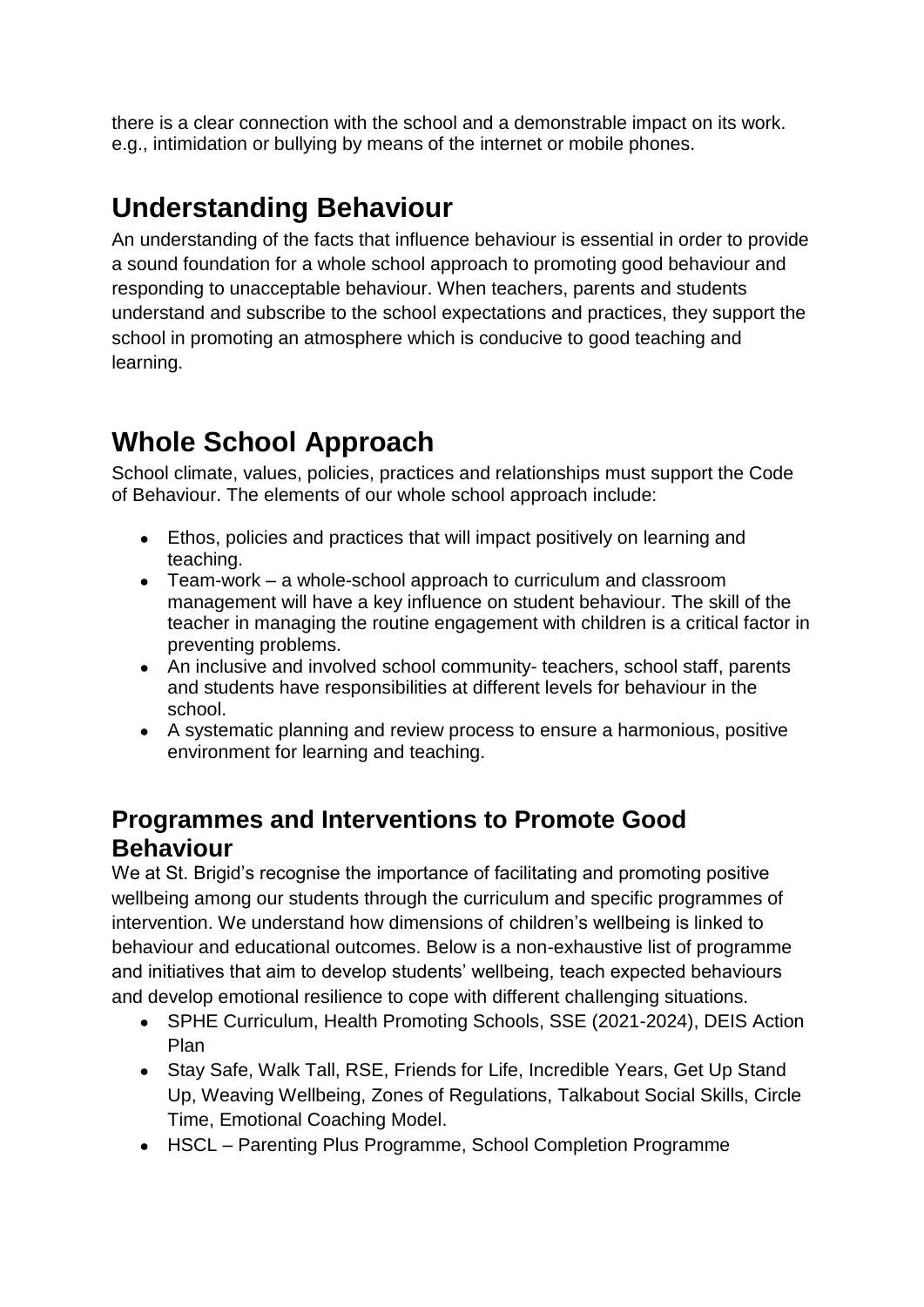there is a clear connection with the school and a demonstrable impact on its work. e.g., intimidation or bullying by means of the internet or mobile phones.

# Understanding Behaviour

An understanding of the facts that influence behaviour is essential in order to provide a sound foundation for a whole school approach to promoting good behaviour and responding to unacceptable behaviour. When teachers, parents and students understand and subscribe to the school expectations and practices, they support the school in promoting an atmosphere which is conducive to good teaching and learning.

# Whole School Approach

School climate, values, policies, practices and relationships must support the Code of Behaviour. The elements of our whole school approach include:

- Ethos, policies and practices that will impact positively on learning and teaching.
- Team-work – a whole-school approach to curriculum and classroom management will have a key influence on student behaviour. The skill of the teacher in managing the routine engagement with children is a critical factor in preventing problems.
- An inclusive and involved school community- teachers, school staff, parents and students have responsibilities at different levels for behaviour in the school.
- A systematic planning and review process to ensure a harmonious, positive environment for learning and teaching.

## Programmes and Interventions to Promote Good Behaviour

We at St. Brigid's recognise the importance of facilitating and promoting positive wellbeing among our students through the curriculum and specific programmes of intervention. We understand how dimensions of children's wellbeing is linked to behaviour and educational outcomes. Below is a non-exhaustive list of programme and initiatives that aim to develop students' wellbeing, teach expected behaviours and develop emotional resilience to cope with different challenging situations.

- SPHE Curriculum, Health Promoting Schools, SSE (2021-2024), DEIS Action Plan
- Stay Safe, Walk Tall, RSE, Friends for Life, Incredible Years, Get Up Stand Up, Weaving Wellbeing, Zones of Regulations, Talkabout Social Skills, Circle Time, Emotional Coaching Model.
- HSCL – Parenting Plus Programme, School Completion Programme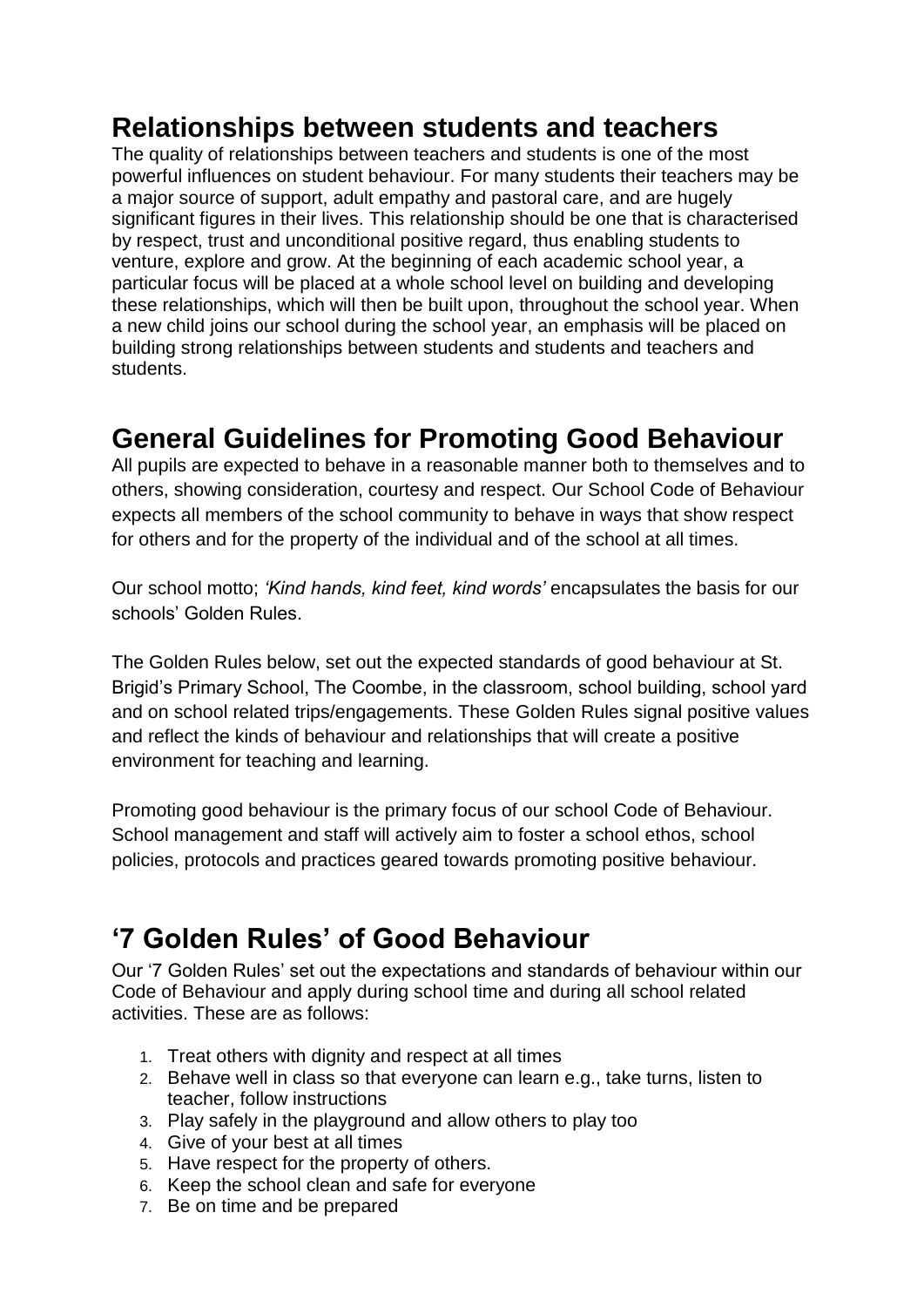## Relationships between students and teachers

The quality of relationships between teachers and students is one of the most powerful influences on student behaviour. For many students their teachers may be a major source of support, adult empathy and pastoral care, and are hugely significant figures in their lives. This relationship should be one that is characterised by respect, trust and unconditional positive regard, thus enabling students to venture, explore and grow. At the beginning of each academic school year, a particular focus will be placed at a whole school level on building and developing these relationships, which will then be built upon, throughout the school year. When a new child joins our school during the school year, an emphasis will be placed on building strong relationships between students and students and teachers and students.

## General Guidelines for Promoting Good Behaviour

All pupils are expected to behave in a reasonable manner both to themselves and to others, showing consideration, courtesy and respect. Our School Code of Behaviour expects all members of the school community to behave in ways that show respect for others and for the property of the individual and of the school at all times.

Our school motto; *'Kind hands, kind feet, kind words'* encapsulates the basis for our schools' Golden Rules.

The Golden Rules below, set out the expected standards of good behaviour at St. Brigid's Primary School, The Coombe, in the classroom, school building, school yard and on school related trips/engagements. These Golden Rules signal positive values and reflect the kinds of behaviour and relationships that will create a positive environment for teaching and learning.

Promoting good behaviour is the primary focus of our school Code of Behaviour. School management and staff will actively aim to foster a school ethos, school policies, protocols and practices geared towards promoting positive behaviour.

## '7 Golden Rules' of Good Behaviour

Our '7 Golden Rules' set out the expectations and standards of behaviour within our Code of Behaviour and apply during school time and during all school related activities. These are as follows:

1. Treat others with dignity and respect at all times
2. Behave well in class so that everyone can learn e.g., take turns, listen to teacher, follow instructions
3. Play safely in the playground and allow others to play too
4. Give of your best at all times
5. Have respect for the property of others.
6. Keep the school clean and safe for everyone
7. Be on time and be prepared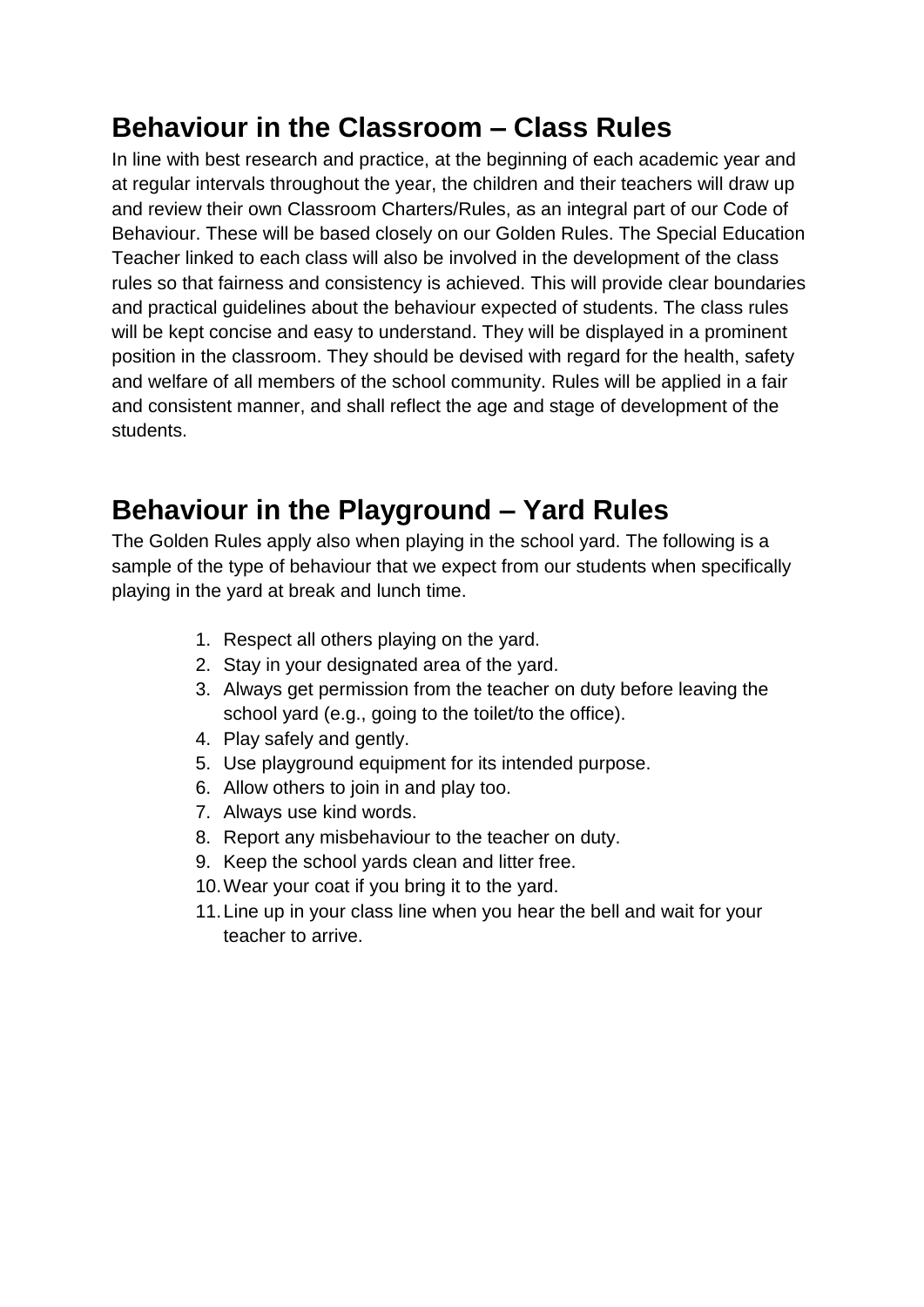## Behaviour in the Classroom – Class Rules

In line with best research and practice, at the beginning of each academic year and at regular intervals throughout the year, the children and their teachers will draw up and review their own Classroom Charters/Rules, as an integral part of our Code of Behaviour. These will be based closely on our Golden Rules. The Special Education Teacher linked to each class will also be involved in the development of the class rules so that fairness and consistency is achieved. This will provide clear boundaries and practical guidelines about the behaviour expected of students. The class rules will be kept concise and easy to understand. They will be displayed in a prominent position in the classroom. They should be devised with regard for the health, safety and welfare of all members of the school community. Rules will be applied in a fair and consistent manner, and shall reflect the age and stage of development of the students.

## Behaviour in the Playground – Yard Rules

The Golden Rules apply also when playing in the school yard. The following is a sample of the type of behaviour that we expect from our students when specifically playing in the yard at break and lunch time.

1. Respect all others playing on the yard.
2. Stay in your designated area of the yard.
3. Always get permission from the teacher on duty before leaving the school yard (e.g., going to the toilet/to the office).
4. Play safely and gently.
5. Use playground equipment for its intended purpose.
6. Allow others to join in and play too.
7. Always use kind words.
8. Report any misbehaviour to the teacher on duty.
9. Keep the school yards clean and litter free.
10. Wear your coat if you bring it to the yard.
11. Line up in your class line when you hear the bell and wait for your teacher to arrive.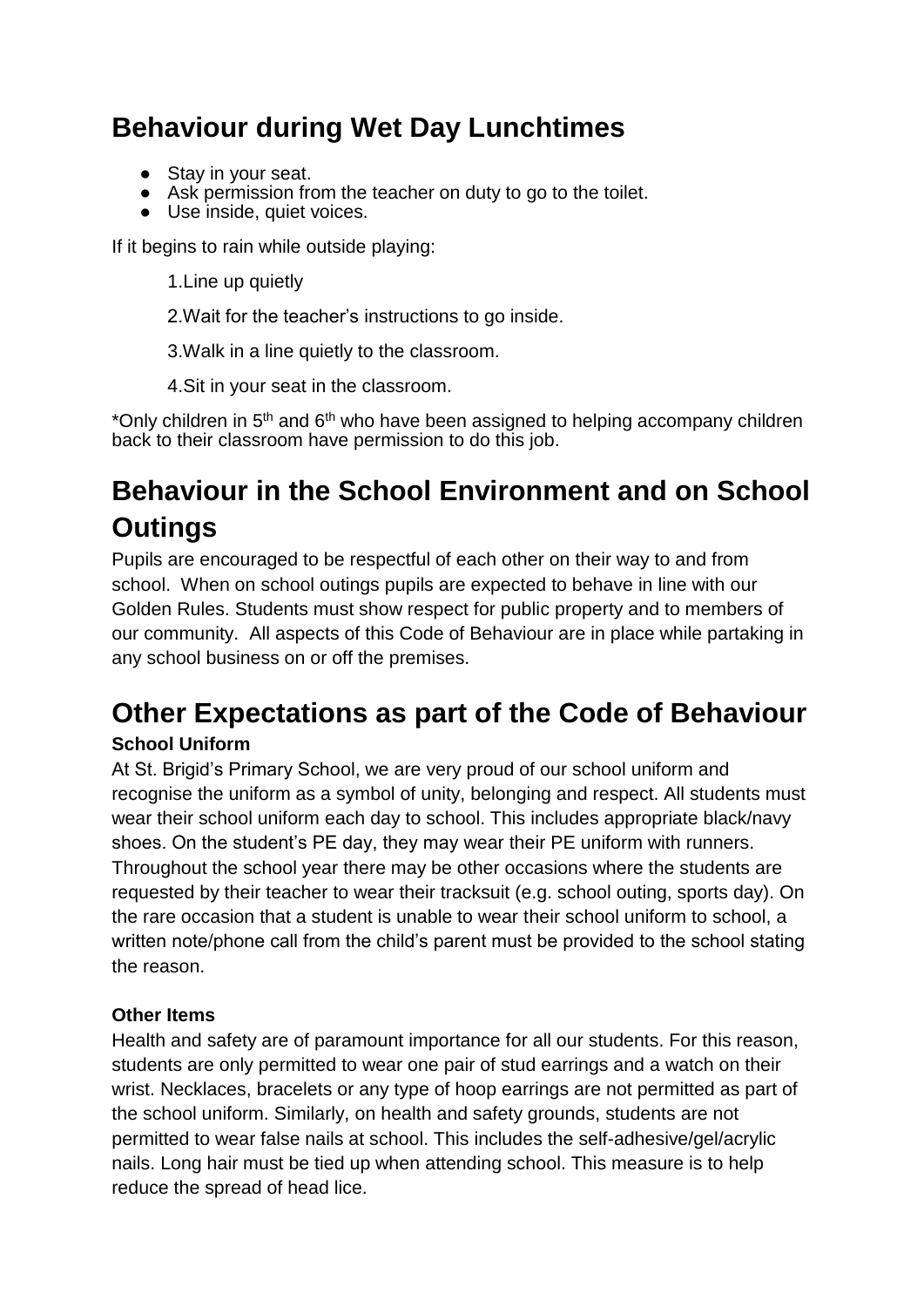## Behaviour during Wet Day Lunchtimes

- Stay in your seat.
- Ask permission from the teacher on duty to go to the toilet.
- Use inside, quiet voices.

If it begins to rain while outside playing:

1. Line up quietly
2. Wait for the teacher's instructions to go inside.
3. Walk in a line quietly to the classroom.
4. Sit in your seat in the classroom.

*Only children in 5th and 6th who have been assigned to helping accompany children back to their classroom have permission to do this job.

# Behaviour in the School Environment and on School Outings

Pupils are encouraged to be respectful of each other on their way to and from school. When on school outings pupils are expected to behave in line with our Golden Rules. Students must show respect for public property and to members of our community. All aspects of this Code of Behaviour are in place while partaking in any school business on or off the premises.

# Other Expectations as part of the Code of Behaviour

**School Uniform**

At St. Brigid's Primary School, we are very proud of our school uniform and recognise the uniform as a symbol of unity, belonging and respect. All students must wear their school uniform each day to school. This includes appropriate black/navy shoes. On the student's PE day, they may wear their PE uniform with runners. Throughout the school year there may be other occasions where the students are requested by their teacher to wear their tracksuit (e.g. school outing, sports day). On the rare occasion that a student is unable to wear their school uniform to school, a written note/phone call from the child's parent must be provided to the school stating the reason.

**Other Items**

Health and safety are of paramount importance for all our students. For this reason, students are only permitted to wear one pair of stud earrings and a watch on their wrist. Necklaces, bracelets or any type of hoop earrings are not permitted as part of the school uniform. Similarly, on health and safety grounds, students are not permitted to wear false nails at school. This includes the self-adhesive/gel/acrylic nails. Long hair must be tied up when attending school. This measure is to help reduce the spread of head lice.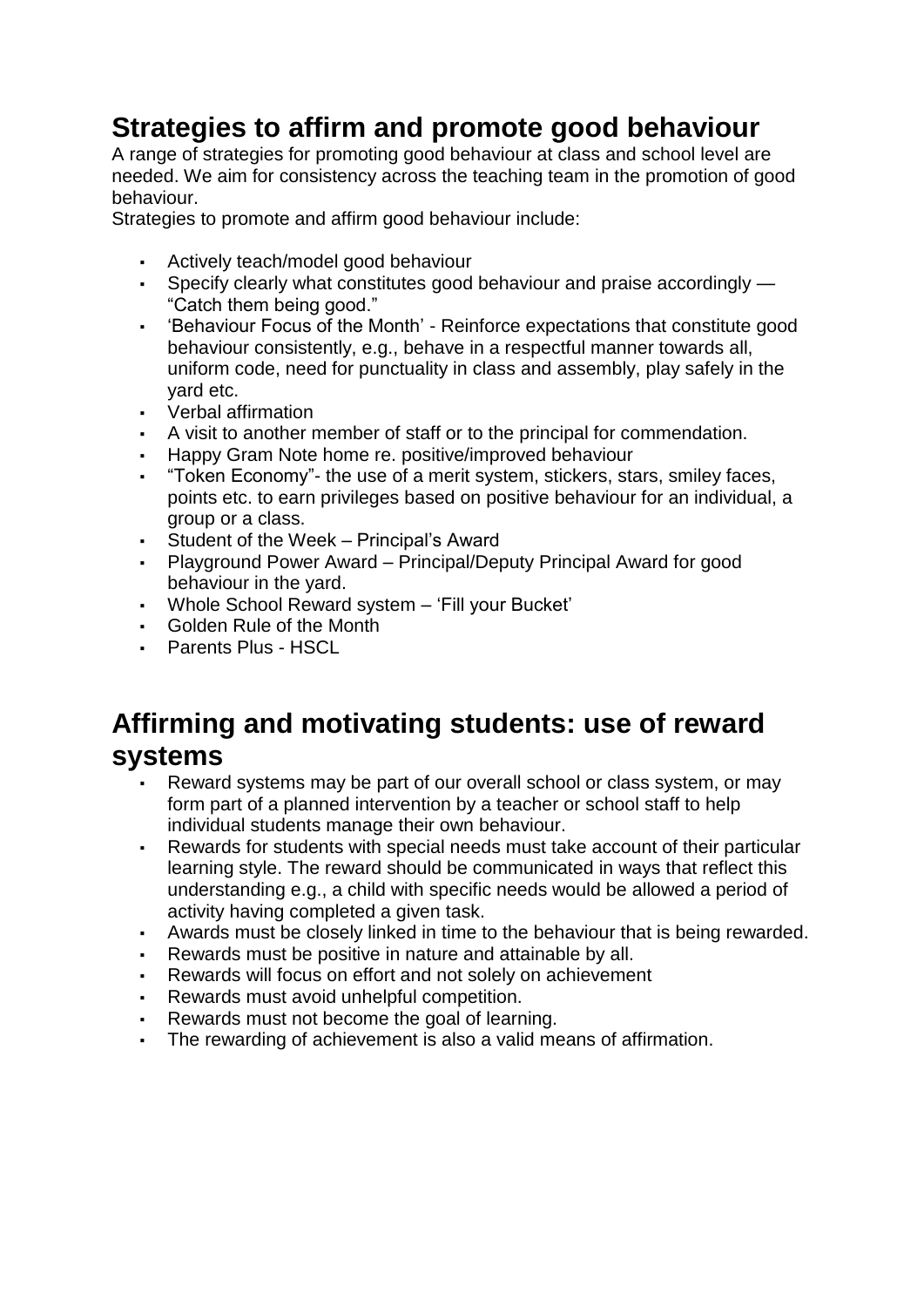## Strategies to affirm and promote good behaviour

A range of strategies for promoting good behaviour at class and school level are needed. We aim for consistency across the teaching team in the promotion of good behaviour.

Strategies to promote and affirm good behaviour include:

- Actively teach/model good behaviour
- Specify clearly what constitutes good behaviour and praise accordingly — "Catch them being good."
- 'Behaviour Focus of the Month' - Reinforce expectations that constitute good behaviour consistently, e.g., behave in a respectful manner towards all, uniform code, need for punctuality in class and assembly, play safely in the yard etc.
- Verbal affirmation
- A visit to another member of staff or to the principal for commendation.
- Happy Gram Note home re. positive/improved behaviour
- "Token Economy"- the use of a merit system, stickers, stars, smiley faces, points etc. to earn privileges based on positive behaviour for an individual, a group or a class.
- Student of the Week – Principal's Award
- Playground Power Award – Principal/Deputy Principal Award for good behaviour in the yard.
- Whole School Reward system – 'Fill your Bucket'
- Golden Rule of the Month
- Parents Plus - HSCL

## Affirming and motivating students: use of reward systems

- Reward systems may be part of our overall school or class system, or may form part of a planned intervention by a teacher or school staff to help individual students manage their own behaviour.
- Rewards for students with special needs must take account of their particular learning style. The reward should be communicated in ways that reflect this understanding e.g., a child with specific needs would be allowed a period of activity having completed a given task.
- Awards must be closely linked in time to the behaviour that is being rewarded.
- Rewards must be positive in nature and attainable by all.
- Rewards will focus on effort and not solely on achievement
- Rewards must avoid unhelpful competition.
- Rewards must not become the goal of learning.
- The rewarding of achievement is also a valid means of affirmation.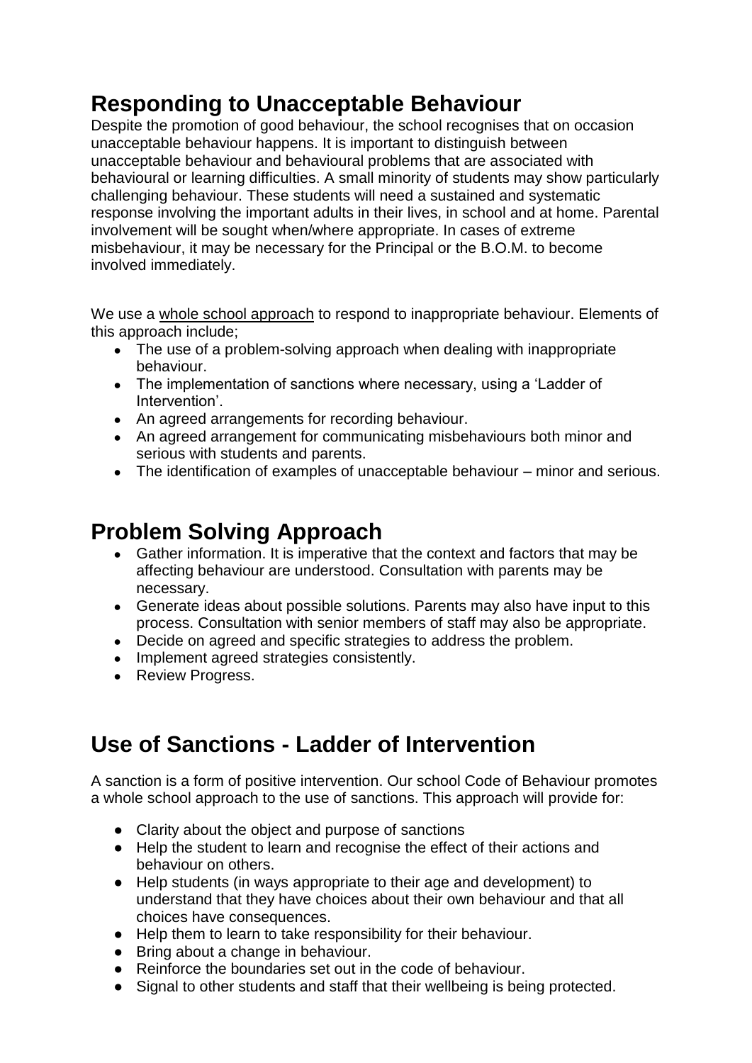## Responding to Unacceptable Behaviour

Despite the promotion of good behaviour, the school recognises that on occasion unacceptable behaviour happens. It is important to distinguish between unacceptable behaviour and behavioural problems that are associated with behavioural or learning difficulties. A small minority of students may show particularly challenging behaviour. These students will need a sustained and systematic response involving the important adults in their lives, in school and at home. Parental involvement will be sought when/where appropriate. In cases of extreme misbehaviour, it may be necessary for the Principal or the B.O.M. to become involved immediately.

We use a whole school approach to respond to inappropriate behaviour. Elements of this approach include;

- The use of a problem-solving approach when dealing with inappropriate behaviour.
- The implementation of sanctions where necessary, using a 'Ladder of Intervention'.
- An agreed arrangements for recording behaviour.
- An agreed arrangement for communicating misbehaviours both minor and serious with students and parents.
- The identification of examples of unacceptable behaviour – minor and serious.

## Problem Solving Approach

- Gather information. It is imperative that the context and factors that may be affecting behaviour are understood. Consultation with parents may be necessary.
- Generate ideas about possible solutions. Parents may also have input to this process. Consultation with senior members of staff may also be appropriate.
- Decide on agreed and specific strategies to address the problem.
- Implement agreed strategies consistently.
- Review Progress.

## Use of Sanctions - Ladder of Intervention

A sanction is a form of positive intervention. Our school Code of Behaviour promotes a whole school approach to the use of sanctions. This approach will provide for:

- Clarity about the object and purpose of sanctions
- Help the student to learn and recognise the effect of their actions and behaviour on others.
- Help students (in ways appropriate to their age and development) to understand that they have choices about their own behaviour and that all choices have consequences.
- Help them to learn to take responsibility for their behaviour.
- Bring about a change in behaviour.
- Reinforce the boundaries set out in the code of behaviour.
- Signal to other students and staff that their wellbeing is being protected.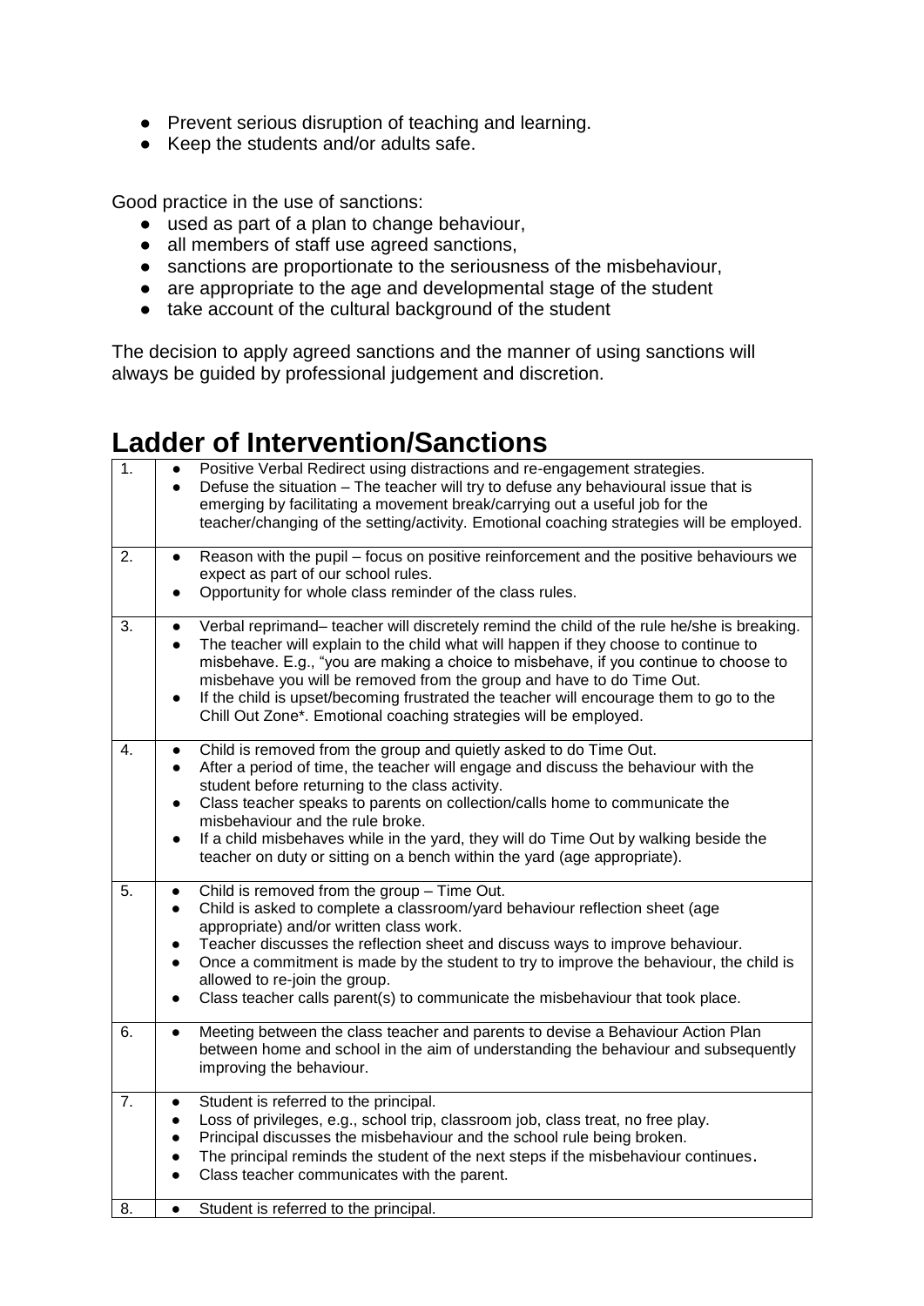- Prevent serious disruption of teaching and learning.
- Keep the students and/or adults safe.

Good practice in the use of sanctions:

- used as part of a plan to change behaviour,
- all members of staff use agreed sanctions,
- sanctions are proportionate to the seriousness of the misbehaviour,
- are appropriate to the age and developmental stage of the student
- take account of the cultural background of the student

The decision to apply agreed sanctions and the manner of using sanctions will always be guided by professional judgement and discretion.

# Ladder of Intervention/Sanctions

| | |
|---|---|
| 1. | ● Positive Verbal Redirect using distractions and re-engagement strategies.<br>● Defuse the situation – The teacher will try to defuse any behavioural issue that is emerging by facilitating a movement break/carrying out a useful job for the teacher/changing of the setting/activity. Emotional coaching strategies will be employed. |
| 2. | ● Reason with the pupil – focus on positive reinforcement and the positive behaviours we expect as part of our school rules.<br>● Opportunity for whole class reminder of the class rules. |
| 3. | ● Verbal reprimand– teacher will discretely remind the child of the rule he/she is breaking.<br>● The teacher will explain to the child what will happen if they choose to continue to misbehave. E.g., "you are making a choice to misbehave, if you continue to choose to misbehave you will be removed from the group and have to do Time Out.<br>● If the child is upset/becoming frustrated the teacher will encourage them to go to the Chill Out Zone*. Emotional coaching strategies will be employed. |
| 4. | ● Child is removed from the group and quietly asked to do Time Out.<br>● After a period of time, the teacher will engage and discuss the behaviour with the student before returning to the class activity.<br>● Class teacher speaks to parents on collection/calls home to communicate the misbehaviour and the rule broke.<br>● If a child misbehaves while in the yard, they will do Time Out by walking beside the teacher on duty or sitting on a bench within the yard (age appropriate). |
| 5. | ● Child is removed from the group – Time Out.<br>● Child is asked to complete a classroom/yard behaviour reflection sheet (age appropriate) and/or written class work.<br>● Teacher discusses the reflection sheet and discuss ways to improve behaviour.<br>● Once a commitment is made by the student to try to improve the behaviour, the child is allowed to re-join the group.<br>● Class teacher calls parent(s) to communicate the misbehaviour that took place. |
| 6. | ● Meeting between the class teacher and parents to devise a Behaviour Action Plan between home and school in the aim of understanding the behaviour and subsequently improving the behaviour. |
| 7. | ● Student is referred to the principal.<br>● Loss of privileges, e.g., school trip, classroom job, class treat, no free play.<br>● Principal discusses the misbehaviour and the school rule being broken.<br>● The principal reminds the student of the next steps if the misbehaviour continues.<br>● Class teacher communicates with the parent. |
| 8. | ● Student is referred to the principal. |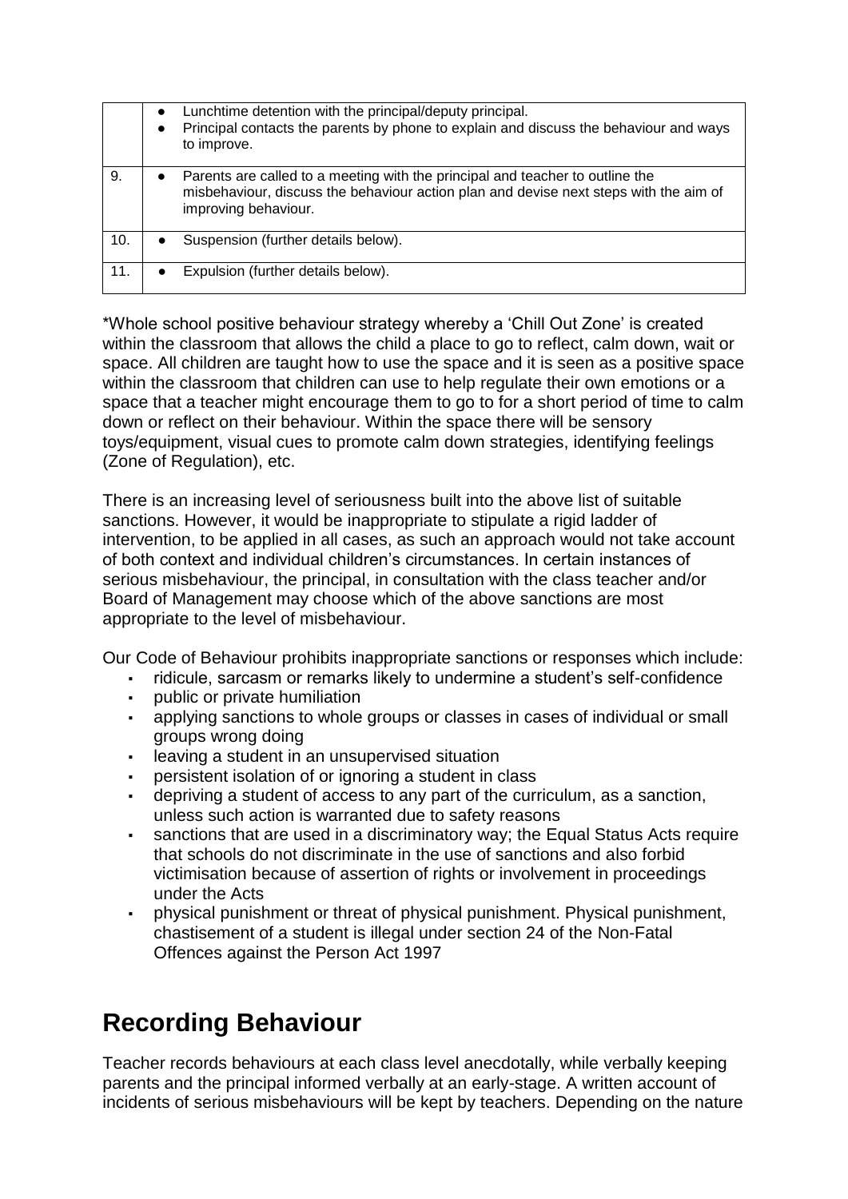| | |
|---|---|
| | • Lunchtime detention with the principal/deputy principal.<br>• Principal contacts the parents by phone to explain and discuss the behaviour and ways to improve. |
| 9. | • Parents are called to a meeting with the principal and teacher to outline the misbehaviour, discuss the behaviour action plan and devise next steps with the aim of improving behaviour. |
| 10. | • Suspension (further details below). |
| 11. | • Expulsion (further details below). |

*Whole school positive behaviour strategy whereby a 'Chill Out Zone' is created within the classroom that allows the child a place to go to reflect, calm down, wait or space. All children are taught how to use the space and it is seen as a positive space within the classroom that children can use to help regulate their own emotions or a space that a teacher might encourage them to go to for a short period of time to calm down or reflect on their behaviour. Within the space there will be sensory toys/equipment, visual cues to promote calm down strategies, identifying feelings (Zone of Regulation), etc.

There is an increasing level of seriousness built into the above list of suitable sanctions. However, it would be inappropriate to stipulate a rigid ladder of intervention, to be applied in all cases, as such an approach would not take account of both context and individual children's circumstances. In certain instances of serious misbehaviour, the principal, in consultation with the class teacher and/or Board of Management may choose which of the above sanctions are most appropriate to the level of misbehaviour.

Our Code of Behaviour prohibits inappropriate sanctions or responses which include:

- ridicule, sarcasm or remarks likely to undermine a student's self-confidence
- public or private humiliation
- applying sanctions to whole groups or classes in cases of individual or small groups wrong doing
- leaving a student in an unsupervised situation
- persistent isolation of or ignoring a student in class
- depriving a student of access to any part of the curriculum, as a sanction, unless such action is warranted due to safety reasons
- sanctions that are used in a discriminatory way; the Equal Status Acts require that schools do not discriminate in the use of sanctions and also forbid victimisation because of assertion of rights or involvement in proceedings under the Acts
- physical punishment or threat of physical punishment. Physical punishment, chastisement of a student is illegal under section 24 of the Non-Fatal Offences against the Person Act 1997

## Recording Behaviour

Teacher records behaviours at each class level anecdotally, while verbally keeping parents and the principal informed verbally at an early-stage. A written account of incidents of serious misbehaviours will be kept by teachers. Depending on the nature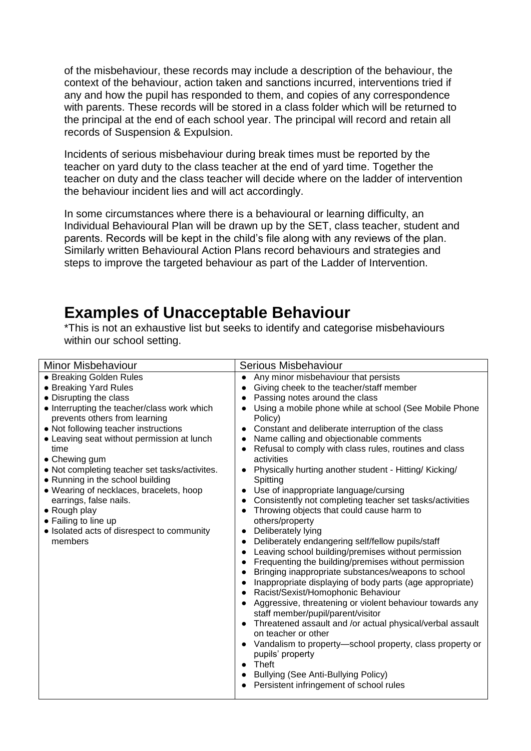of the misbehaviour, these records may include a description of the behaviour, the context of the behaviour, action taken and sanctions incurred, interventions tried if any and how the pupil has responded to them, and copies of any correspondence with parents. These records will be stored in a class folder which will be returned to the principal at the end of each school year. The principal will record and retain all records of Suspension & Expulsion.

Incidents of serious misbehaviour during break times must be reported by the teacher on yard duty to the class teacher at the end of yard time. Together the teacher on duty and the class teacher will decide where on the ladder of intervention the behaviour incident lies and will act accordingly.

In some circumstances where there is a behavioural or learning difficulty, an Individual Behavioural Plan will be drawn up by the SET, class teacher, student and parents. Records will be kept in the child's file along with any reviews of the plan. Similarly written Behavioural Action Plans record behaviours and strategies and steps to improve the targeted behaviour as part of the Ladder of Intervention.

# Examples of Unacceptable Behaviour

*This is not an exhaustive list but seeks to identify and categorise misbehaviours within our school setting.

| Minor Misbehaviour | Serious Misbehaviour |
|---|---|
| • Breaking Golden Rules<br>• Breaking Yard Rules<br>• Disrupting the class<br>• Interrupting the teacher/class work which prevents others from learning<br>• Not following teacher instructions<br>• Leaving seat without permission at lunch time<br>• Chewing gum<br>• Not completing teacher set tasks/activites.<br>• Running in the school building<br>• Wearing of necklaces, bracelets, hoop earrings, false nails.<br>• Rough play<br>• Failing to line up<br>• Isolated acts of disrespect to community members | • Any minor misbehaviour that persists<br>• Giving cheek to the teacher/staff member<br>• Passing notes around the class<br>• Using a mobile phone while at school (See Mobile Phone Policy)<br>• Constant and deliberate interruption of the class<br>• Name calling and objectionable comments<br>• Refusal to comply with class rules, routines and class activities<br>• Physically hurting another student - Hitting/ Kicking/ Spitting<br>• Use of inappropriate language/cursing<br>• Consistently not completing teacher set tasks/activities<br>• Throwing objects that could cause harm to others/property<br>• Deliberately lying<br>• Deliberately endangering self/fellow pupils/staff<br>• Leaving school building/premises without permission<br>• Frequenting the building/premises without permission<br>• Bringing inappropriate substances/weapons to school<br>• Inappropriate displaying of body parts (age appropriate)<br>• Racist/Sexist/Homophonic Behaviour<br>• Aggressive, threatening or violent behaviour towards any staff member/pupil/parent/visitor<br>• Threatened assault and /or actual physical/verbal assault on teacher or other<br>• Vandalism to property—school property, class property or pupils' property<br>• Theft<br>• Bullying (See Anti-Bullying Policy)<br>• Persistent infringement of school rules |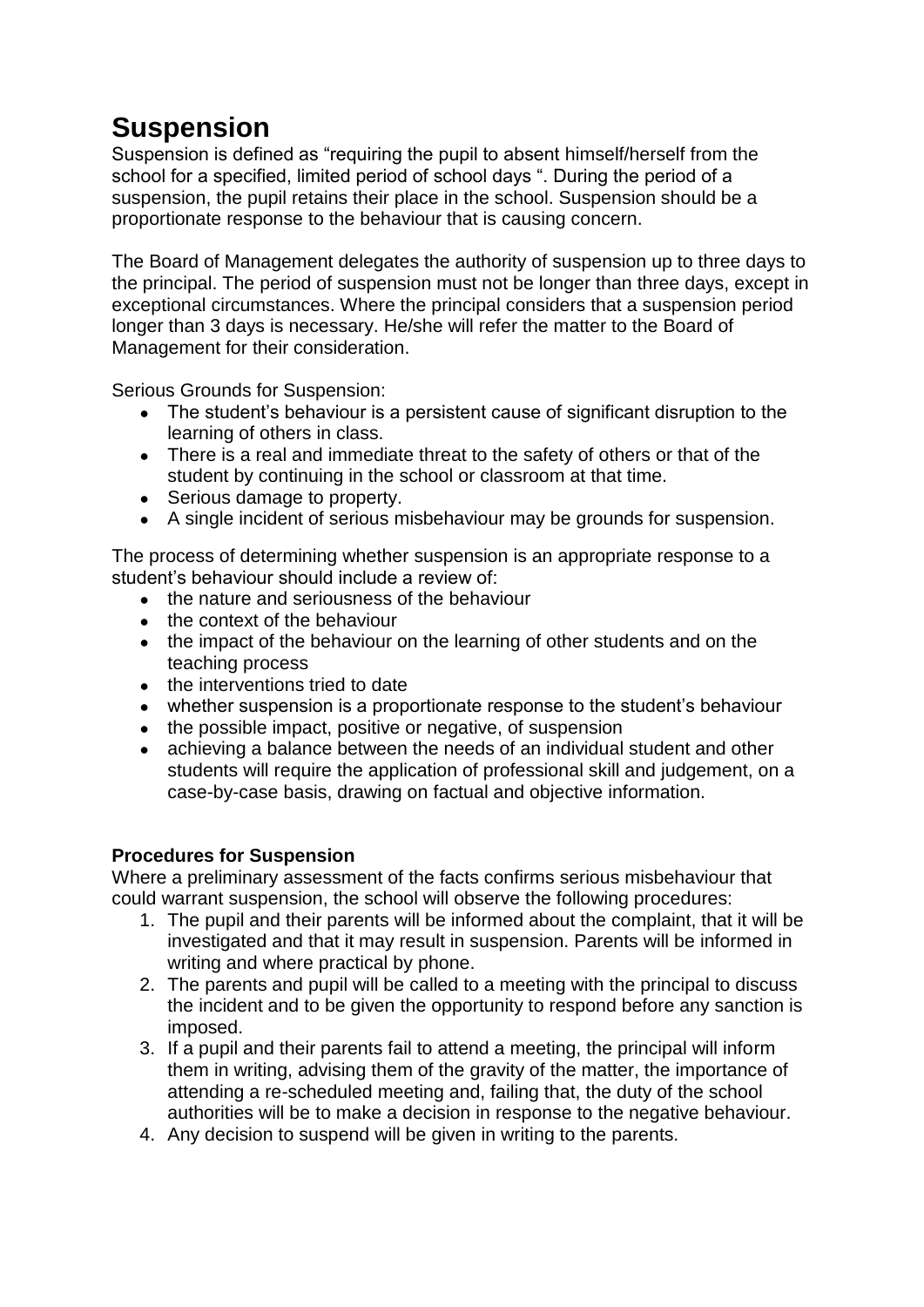# Suspension

Suspension is defined as "requiring the pupil to absent himself/herself from the school for a specified, limited period of school days ". During the period of a suspension, the pupil retains their place in the school. Suspension should be a proportionate response to the behaviour that is causing concern.

The Board of Management delegates the authority of suspension up to three days to the principal. The period of suspension must not be longer than three days, except in exceptional circumstances. Where the principal considers that a suspension period longer than 3 days is necessary. He/she will refer the matter to the Board of Management for their consideration.

Serious Grounds for Suspension:

- The student's behaviour is a persistent cause of significant disruption to the learning of others in class.
- There is a real and immediate threat to the safety of others or that of the student by continuing in the school or classroom at that time.
- Serious damage to property.
- A single incident of serious misbehaviour may be grounds for suspension.

The process of determining whether suspension is an appropriate response to a student's behaviour should include a review of:

- the nature and seriousness of the behaviour
- the context of the behaviour
- the impact of the behaviour on the learning of other students and on the teaching process
- the interventions tried to date
- whether suspension is a proportionate response to the student's behaviour
- the possible impact, positive or negative, of suspension
- achieving a balance between the needs of an individual student and other students will require the application of professional skill and judgement, on a case-by-case basis, drawing on factual and objective information.

**Procedures for Suspension**

Where a preliminary assessment of the facts confirms serious misbehaviour that could warrant suspension, the school will observe the following procedures:

1. The pupil and their parents will be informed about the complaint, that it will be investigated and that it may result in suspension. Parents will be informed in writing and where practical by phone.
2. The parents and pupil will be called to a meeting with the principal to discuss the incident and to be given the opportunity to respond before any sanction is imposed.
3. If a pupil and their parents fail to attend a meeting, the principal will inform them in writing, advising them of the gravity of the matter, the importance of attending a re-scheduled meeting and, failing that, the duty of the school authorities will be to make a decision in response to the negative behaviour.
4. Any decision to suspend will be given in writing to the parents.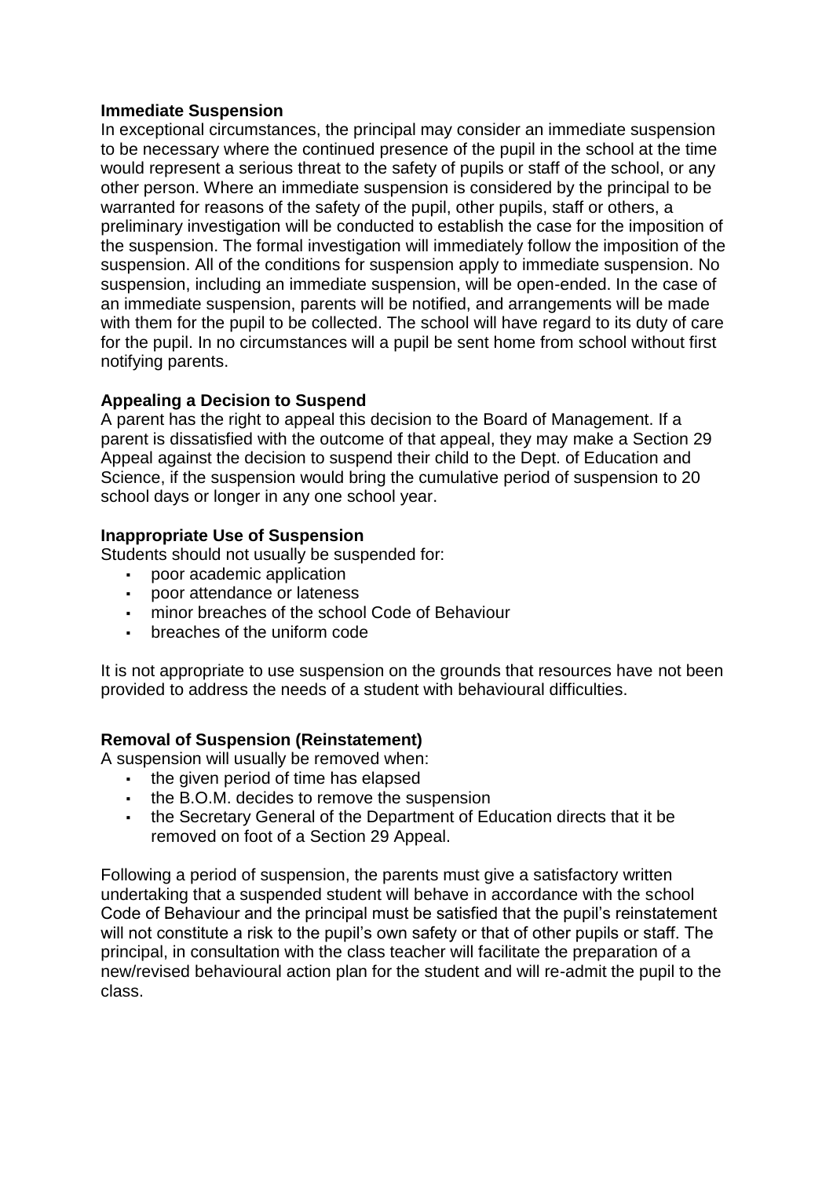**Immediate Suspension**

In exceptional circumstances, the principal may consider an immediate suspension to be necessary where the continued presence of the pupil in the school at the time would represent a serious threat to the safety of pupils or staff of the school, or any other person. Where an immediate suspension is considered by the principal to be warranted for reasons of the safety of the pupil, other pupils, staff or others, a preliminary investigation will be conducted to establish the case for the imposition of the suspension. The formal investigation will immediately follow the imposition of the suspension. All of the conditions for suspension apply to immediate suspension. No suspension, including an immediate suspension, will be open-ended. In the case of an immediate suspension, parents will be notified, and arrangements will be made with them for the pupil to be collected. The school will have regard to its duty of care for the pupil. In no circumstances will a pupil be sent home from school without first notifying parents.

**Appealing a Decision to Suspend**

A parent has the right to appeal this decision to the Board of Management. If a parent is dissatisfied with the outcome of that appeal, they may make a Section 29 Appeal against the decision to suspend their child to the Dept. of Education and Science, if the suspension would bring the cumulative period of suspension to 20 school days or longer in any one school year.

**Inappropriate Use of Suspension**

Students should not usually be suspended for:

- poor academic application
- poor attendance or lateness
- minor breaches of the school Code of Behaviour
- breaches of the uniform code

It is not appropriate to use suspension on the grounds that resources have not been provided to address the needs of a student with behavioural difficulties.

**Removal of Suspension (Reinstatement)**

A suspension will usually be removed when:

- the given period of time has elapsed
- the B.O.M. decides to remove the suspension
- the Secretary General of the Department of Education directs that it be removed on foot of a Section 29 Appeal.

Following a period of suspension, the parents must give a satisfactory written undertaking that a suspended student will behave in accordance with the school Code of Behaviour and the principal must be satisfied that the pupil's reinstatement will not constitute a risk to the pupil's own safety or that of other pupils or staff. The principal, in consultation with the class teacher will facilitate the preparation of a new/revised behavioural action plan for the student and will re-admit the pupil to the class.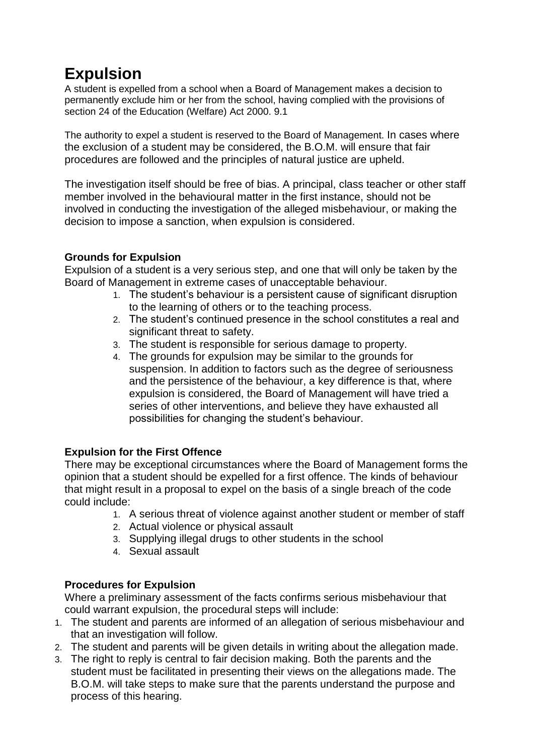# Expulsion

A student is expelled from a school when a Board of Management makes a decision to permanently exclude him or her from the school, having complied with the provisions of section 24 of the Education (Welfare) Act 2000. 9.1

The authority to expel a student is reserved to the Board of Management. In cases where the exclusion of a student may be considered, the B.O.M. will ensure that fair procedures are followed and the principles of natural justice are upheld.

The investigation itself should be free of bias. A principal, class teacher or other staff member involved in the behavioural matter in the first instance, should not be involved in conducting the investigation of the alleged misbehaviour, or making the decision to impose a sanction, when expulsion is considered.

### Grounds for Expulsion

Expulsion of a student is a very serious step, and one that will only be taken by the Board of Management in extreme cases of unacceptable behaviour.

1. The student's behaviour is a persistent cause of significant disruption to the learning of others or to the teaching process.
2. The student's continued presence in the school constitutes a real and significant threat to safety.
3. The student is responsible for serious damage to property.
4. The grounds for expulsion may be similar to the grounds for suspension. In addition to factors such as the degree of seriousness and the persistence of the behaviour, a key difference is that, where expulsion is considered, the Board of Management will have tried a series of other interventions, and believe they have exhausted all possibilities for changing the student's behaviour.

### Expulsion for the First Offence

There may be exceptional circumstances where the Board of Management forms the opinion that a student should be expelled for a first offence. The kinds of behaviour that might result in a proposal to expel on the basis of a single breach of the code could include:

1. A serious threat of violence against another student or member of staff
2. Actual violence or physical assault
3. Supplying illegal drugs to other students in the school
4. Sexual assault

### Procedures for Expulsion

Where a preliminary assessment of the facts confirms serious misbehaviour that could warrant expulsion, the procedural steps will include:

1. The student and parents are informed of an allegation of serious misbehaviour and that an investigation will follow.
2. The student and parents will be given details in writing about the allegation made.
3. The right to reply is central to fair decision making. Both the parents and the student must be facilitated in presenting their views on the allegations made. The B.O.M. will take steps to make sure that the parents understand the purpose and process of this hearing.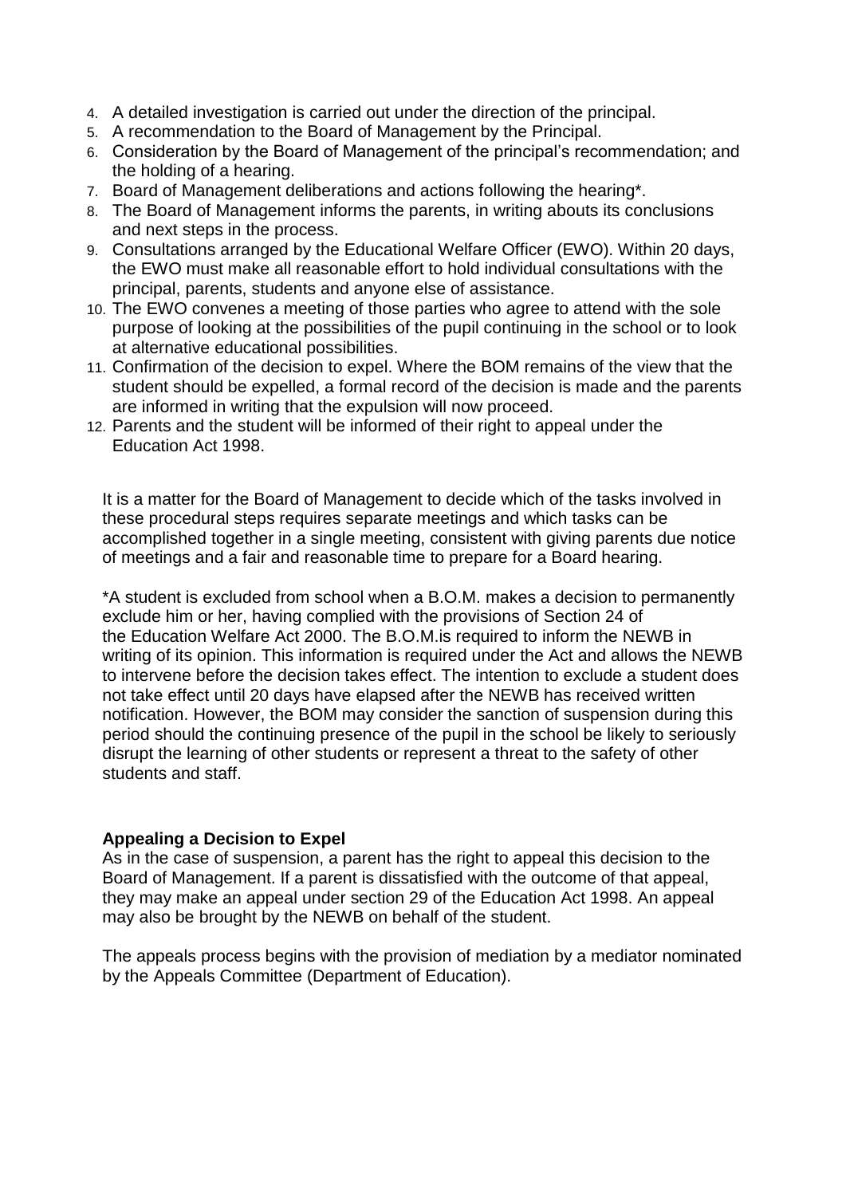4. A detailed investigation is carried out under the direction of the principal.
5. A recommendation to the Board of Management by the Principal.
6. Consideration by the Board of Management of the principal's recommendation; and the holding of a hearing.
7. Board of Management deliberations and actions following the hearing*.
8. The Board of Management informs the parents, in writing abouts its conclusions and next steps in the process.
9. Consultations arranged by the Educational Welfare Officer (EWO). Within 20 days, the EWO must make all reasonable effort to hold individual consultations with the principal, parents, students and anyone else of assistance.
10. The EWO convenes a meeting of those parties who agree to attend with the sole purpose of looking at the possibilities of the pupil continuing in the school or to look at alternative educational possibilities.
11. Confirmation of the decision to expel. Where the BOM remains of the view that the student should be expelled, a formal record of the decision is made and the parents are informed in writing that the expulsion will now proceed.
12. Parents and the student will be informed of their right to appeal under the Education Act 1998.

It is a matter for the Board of Management to decide which of the tasks involved in these procedural steps requires separate meetings and which tasks can be accomplished together in a single meeting, consistent with giving parents due notice of meetings and a fair and reasonable time to prepare for a Board hearing.

*A student is excluded from school when a B.O.M. makes a decision to permanently exclude him or her, having complied with the provisions of Section 24 of the Education Welfare Act 2000. The B.O.M.is required to inform the NEWB in writing of its opinion. This information is required under the Act and allows the NEWB to intervene before the decision takes effect. The intention to exclude a student does not take effect until 20 days have elapsed after the NEWB has received written notification. However, the BOM may consider the sanction of suspension during this period should the continuing presence of the pupil in the school be likely to seriously disrupt the learning of other students or represent a threat to the safety of other students and staff.

**Appealing a Decision to Expel**

As in the case of suspension, a parent has the right to appeal this decision to the Board of Management. If a parent is dissatisfied with the outcome of that appeal, they may make an appeal under section 29 of the Education Act 1998. An appeal may also be brought by the NEWB on behalf of the student.

The appeals process begins with the provision of mediation by a mediator nominated by the Appeals Committee (Department of Education).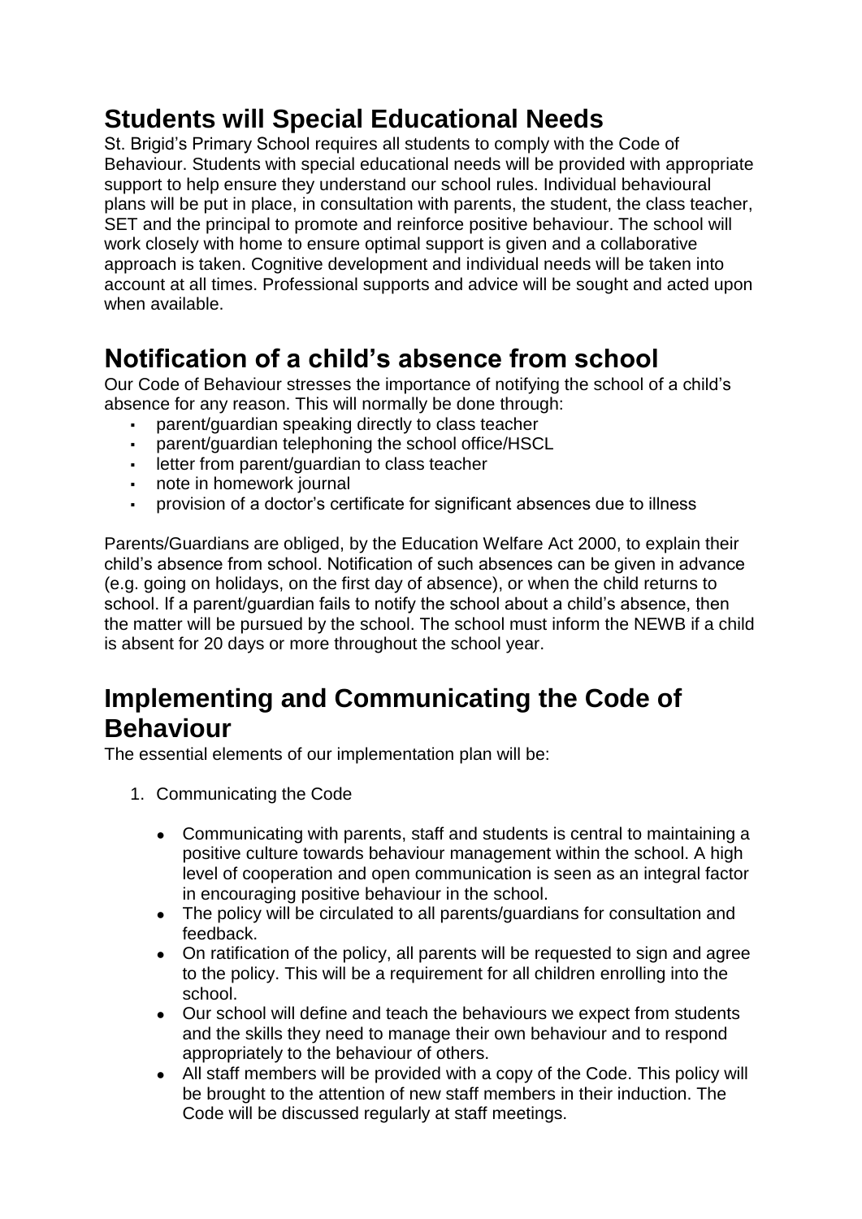## Students will Special Educational Needs

St. Brigid's Primary School requires all students to comply with the Code of Behaviour. Students with special educational needs will be provided with appropriate support to help ensure they understand our school rules. Individual behavioural plans will be put in place, in consultation with parents, the student, the class teacher, SET and the principal to promote and reinforce positive behaviour. The school will work closely with home to ensure optimal support is given and a collaborative approach is taken. Cognitive development and individual needs will be taken into account at all times. Professional supports and advice will be sought and acted upon when available.

## Notification of a child's absence from school

Our Code of Behaviour stresses the importance of notifying the school of a child's absence for any reason. This will normally be done through:

- parent/guardian speaking directly to class teacher
- parent/guardian telephoning the school office/HSCL
- letter from parent/guardian to class teacher
- note in homework journal
- provision of a doctor's certificate for significant absences due to illness

Parents/Guardians are obliged, by the Education Welfare Act 2000, to explain their child's absence from school. Notification of such absences can be given in advance (e.g. going on holidays, on the first day of absence), or when the child returns to school. If a parent/guardian fails to notify the school about a child's absence, then the matter will be pursued by the school. The school must inform the NEWB if a child is absent for 20 days or more throughout the school year.

## Implementing and Communicating the Code of Behaviour

The essential elements of our implementation plan will be:

1. Communicating the Code
    - Communicating with parents, staff and students is central to maintaining a positive culture towards behaviour management within the school. A high level of cooperation and open communication is seen as an integral factor in encouraging positive behaviour in the school.
    - The policy will be circulated to all parents/guardians for consultation and feedback.
    - On ratification of the policy, all parents will be requested to sign and agree to the policy. This will be a requirement for all children enrolling into the school.
    - Our school will define and teach the behaviours we expect from students and the skills they need to manage their own behaviour and to respond appropriately to the behaviour of others.
    - All staff members will be provided with a copy of the Code. This policy will be brought to the attention of new staff members in their induction. The Code will be discussed regularly at staff meetings.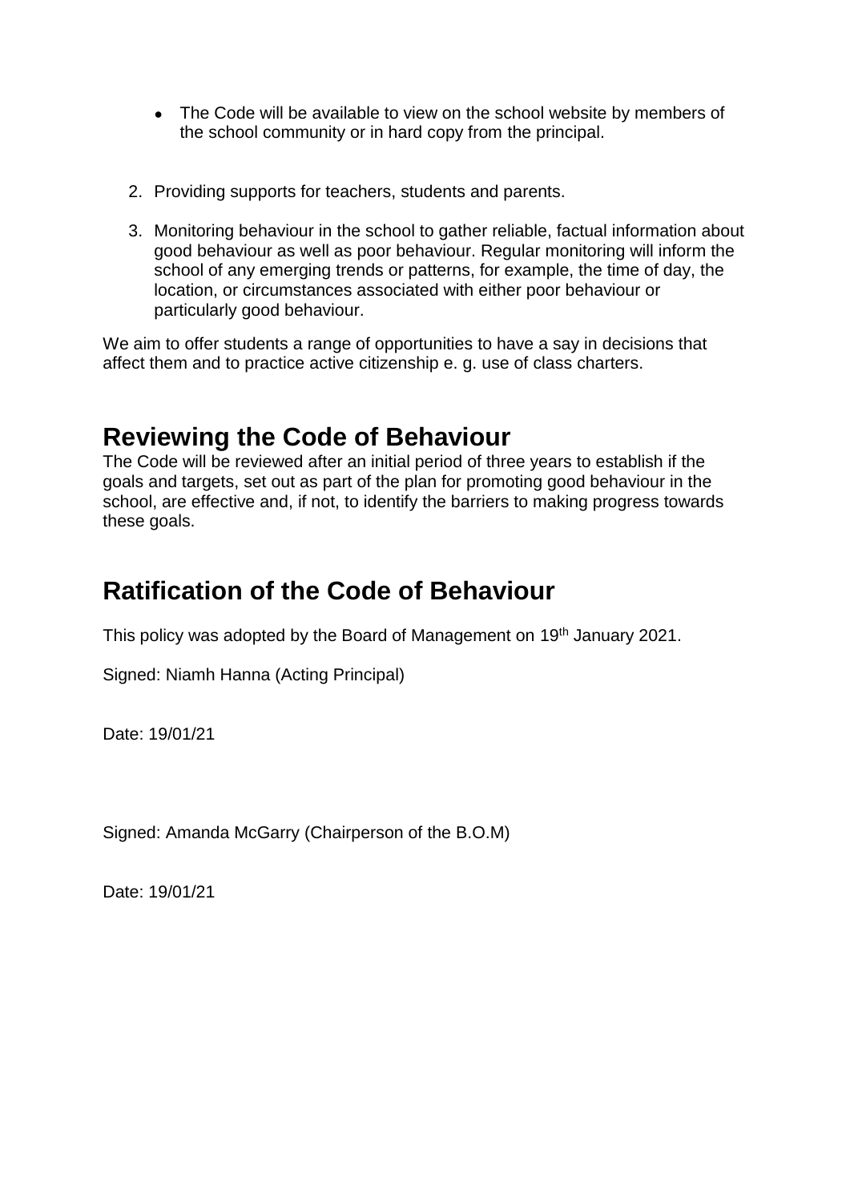- The Code will be available to view on the school website by members of the school community or in hard copy from the principal.

2. Providing supports for teachers, students and parents.

3. Monitoring behaviour in the school to gather reliable, factual information about good behaviour as well as poor behaviour. Regular monitoring will inform the school of any emerging trends or patterns, for example, the time of day, the location, or circumstances associated with either poor behaviour or particularly good behaviour.

We aim to offer students a range of opportunities to have a say in decisions that affect them and to practice active citizenship e. g. use of class charters.

## Reviewing the Code of Behaviour

The Code will be reviewed after an initial period of three years to establish if the goals and targets, set out as part of the plan for promoting good behaviour in the school, are effective and, if not, to identify the barriers to making progress towards these goals.

## Ratification of the Code of Behaviour

This policy was adopted by the Board of Management on 19th January 2021.

Signed: Niamh Hanna (Acting Principal)

Date: 19/01/21

Signed: Amanda McGarry (Chairperson of the B.O.M)

Date: 19/01/21